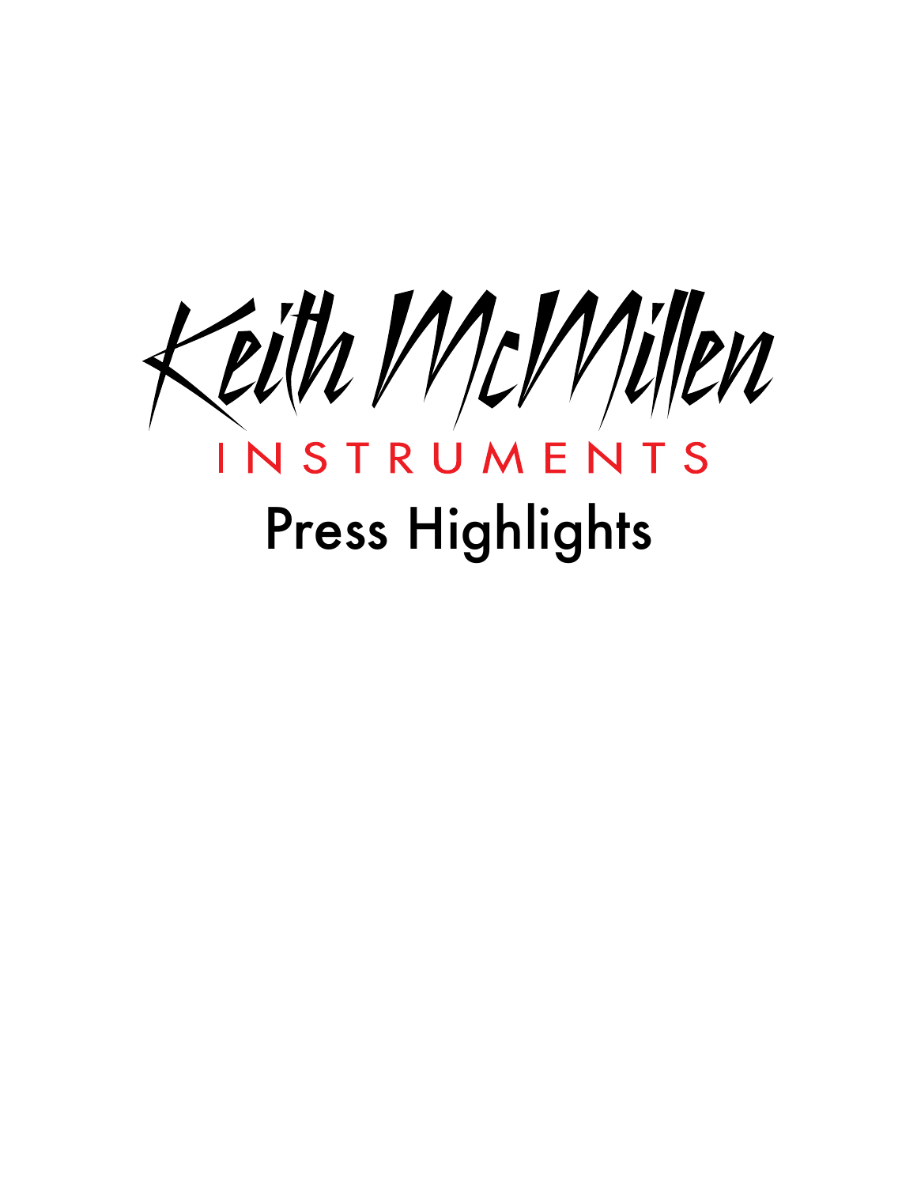# Keith McMillen

INSTRUMENTS

# Press Highlights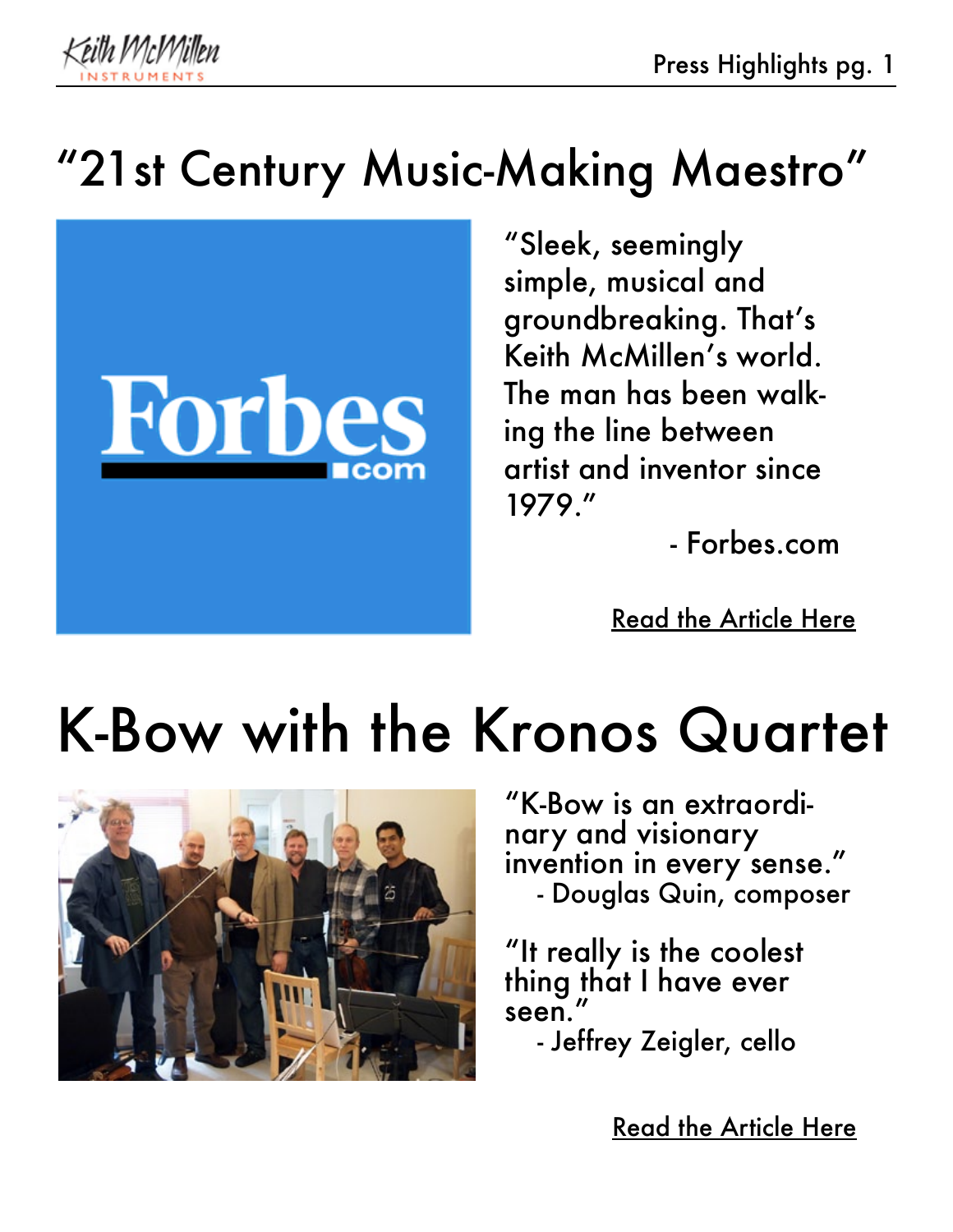# "21st Century Music-Making Maestro"

"Sleek, seemingly simple, musical and groundbreaking. That's Keith McMillen's world. The man has been walking the line between artist and inventor since 1979."

- Forbes.com

Read the Article Here

# K-Bow with the Kronos Quartet

"K-Bow is an extraordinary and visionary invention in every sense."
- Douglas Quin, composer

"It really is the coolest thing that I have ever seen."
- Jeffrey Zeigler, cello

Read the Article Here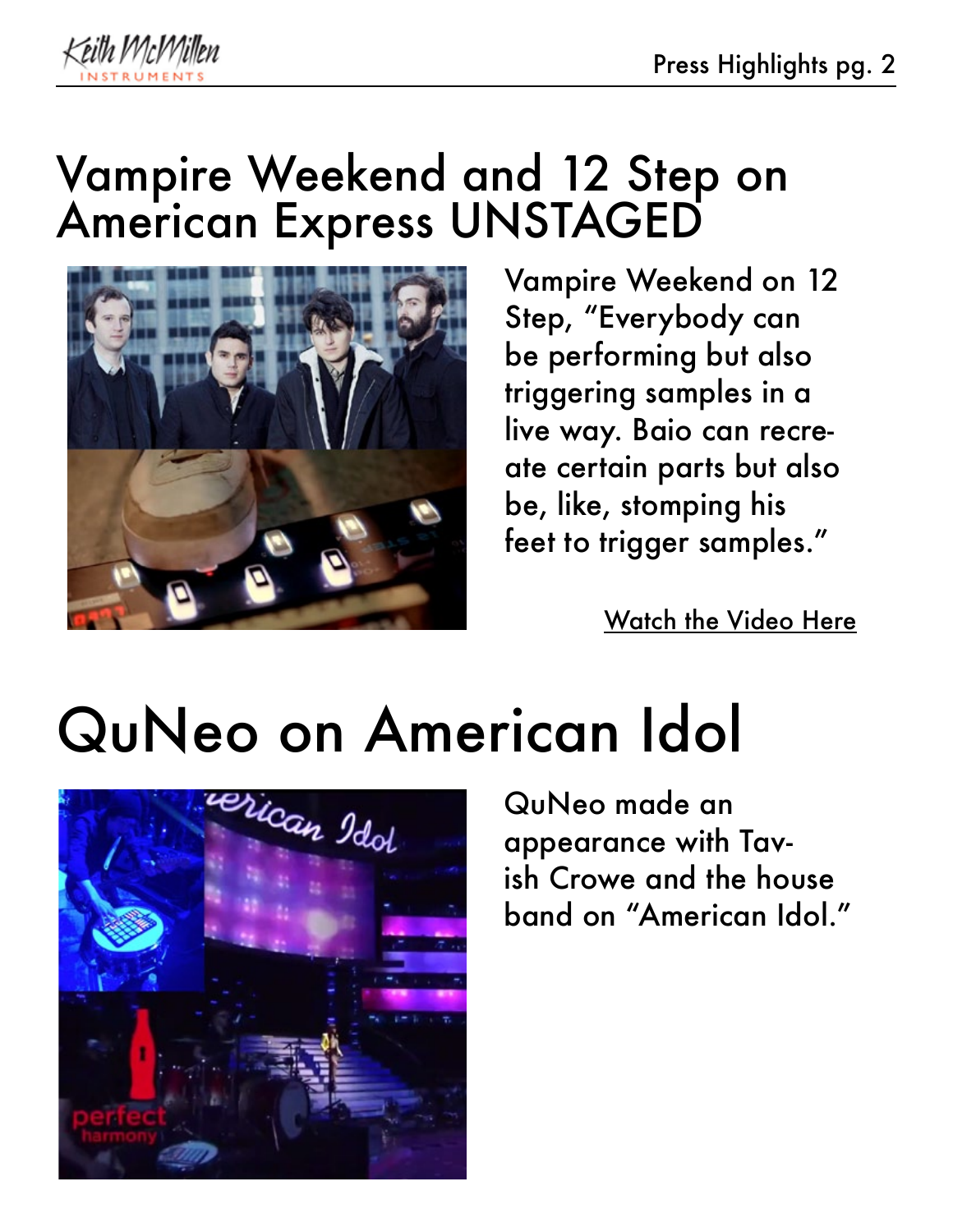# Vampire Weekend and 12 Step on American Express UNSTAGED

Vampire Weekend on 12 Step, "Everybody can be performing but also triggering samples in a live way. Baio can recreate certain parts but also be, like, stomping his feet to trigger samples."

Watch the Video Here

# QuNeo on American Idol

QuNeo made an appearance with Tavish Crowe and the house band on "American Idol."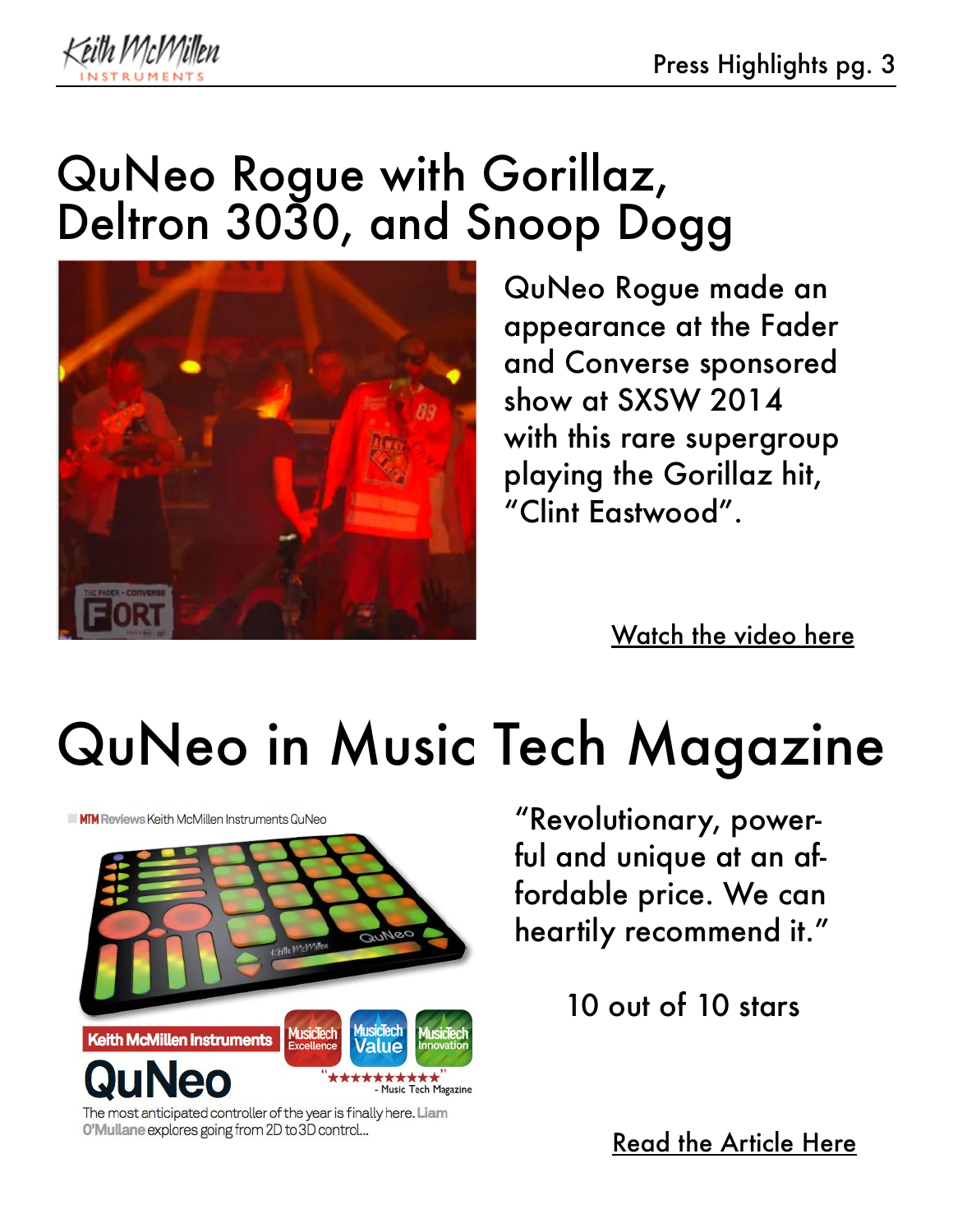# QuNeo Rogue with Gorillaz, Deltron 3030, and Snoop Dogg

QuNeo Rogue made an appearance at the Fader and Converse sponsored show at SXSW 2014 with this rare supergroup playing the Gorillaz hit, "Clint Eastwood".

Watch the video here

# QuNeo in Music Tech Magazine

"Revolutionary, powerful and unique at an affordable price. We can heartily recommend it."

10 out of 10 stars

Read the Article Here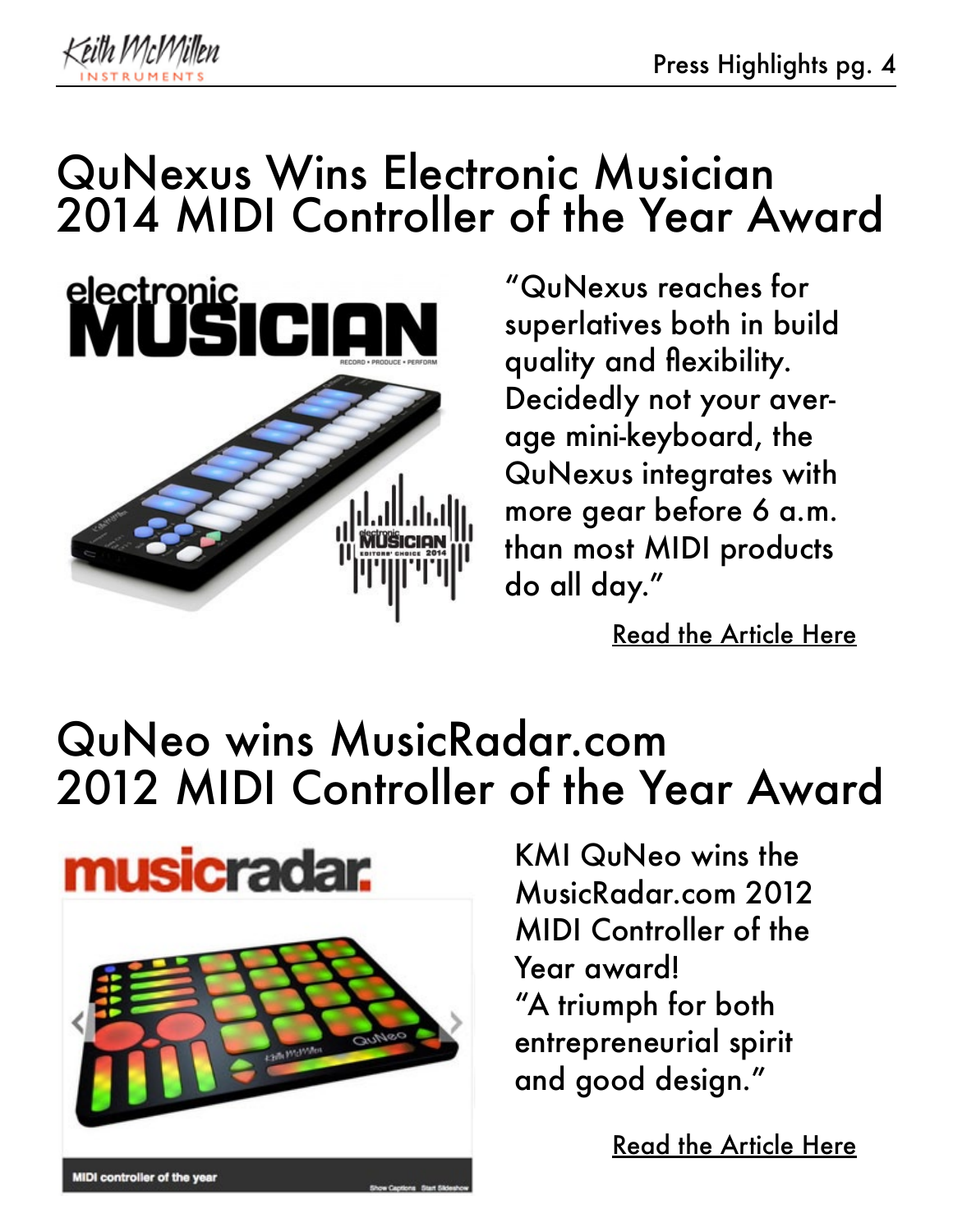# QuNexus Wins Electronic Musician 2014 MIDI Controller of the Year Award

"QuNexus reaches for superlatives both in build quality and flexibility. Decidedly not your average mini-keyboard, the QuNexus integrates with more gear before 6 a.m. than most MIDI products do all day."

Read the Article Here

# QuNeo wins MusicRadar.com 2012 MIDI Controller of the Year Award

KMI QuNeo wins the MusicRadar.com 2012 MIDI Controller of the Year award!
"A triumph for both entrepreneurial spirit and good design."

Read the Article Here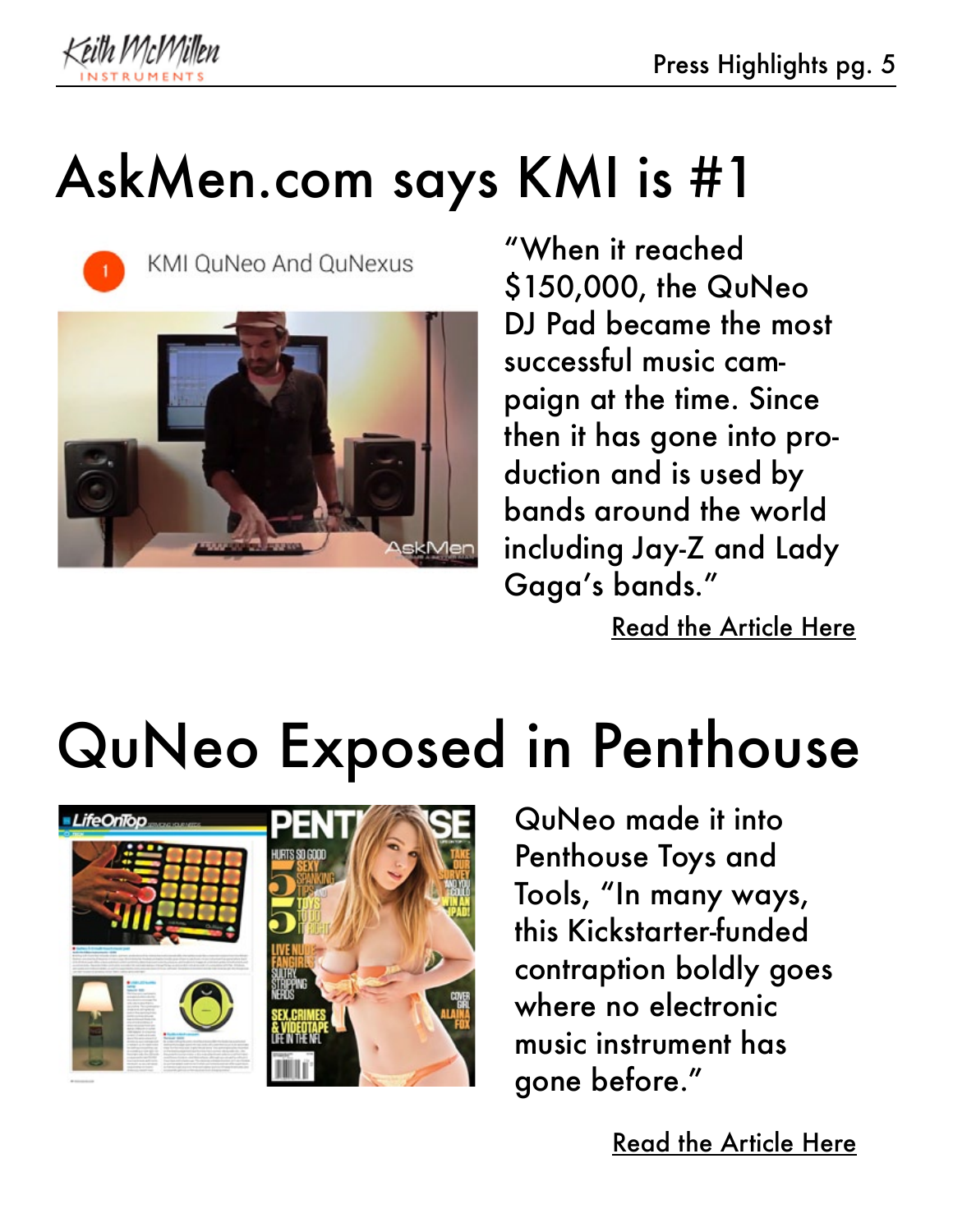# AskMen.com says KMI is #1

"When it reached $150,000, the QuNeo DJ Pad became the most successful music campaign at the time. Since then it has gone into production and is used by bands around the world including Jay-Z and Lady Gaga's bands."

Read the Article Here

# QuNeo Exposed in Penthouse

QuNeo made it into Penthouse Toys and Tools, "In many ways, this Kickstarter-funded contraption boldly goes where no electronic music instrument has gone before."

Read the Article Here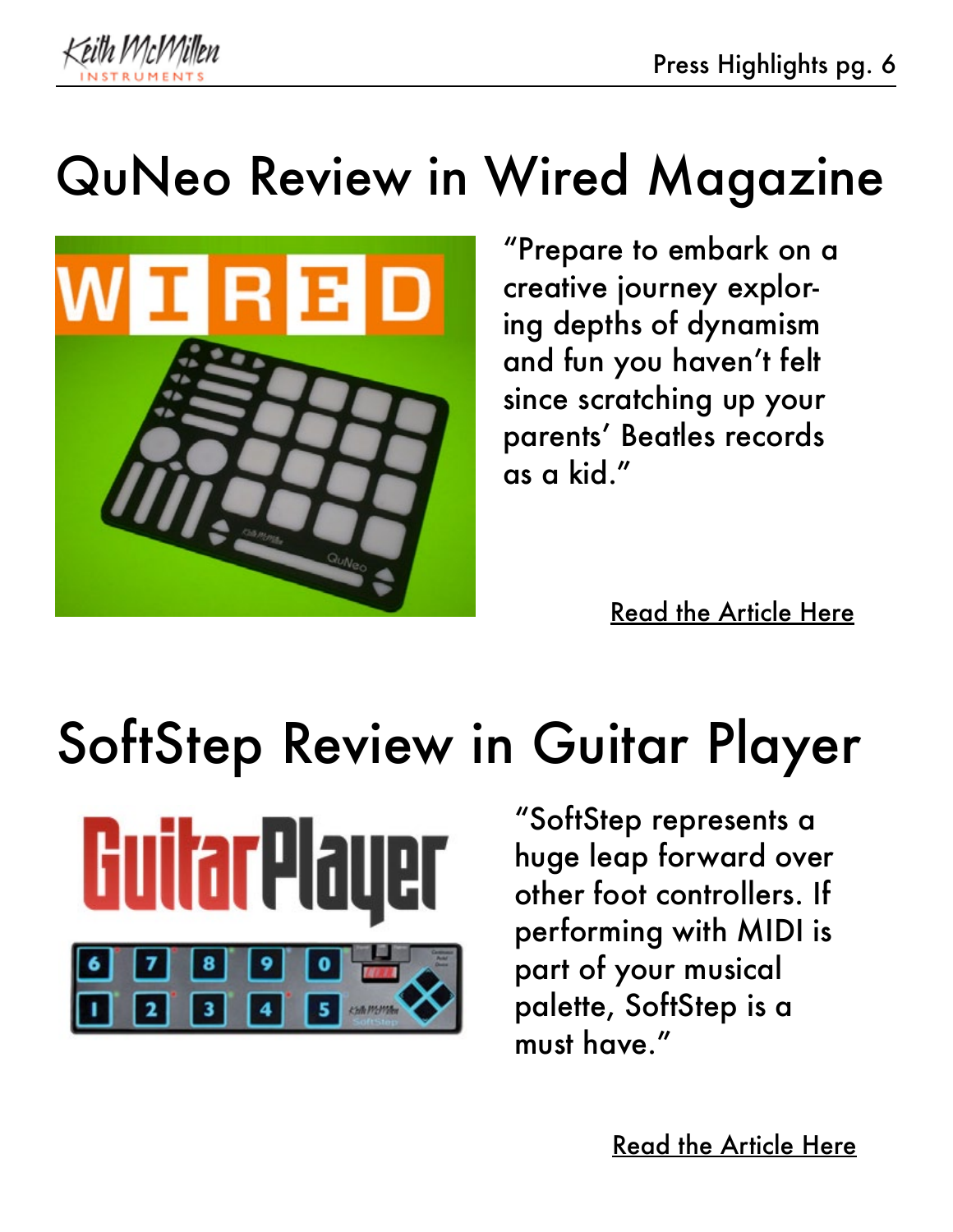# QuNeo Review in Wired Magazine

"Prepare to embark on a creative journey exploring depths of dynamism and fun you haven't felt since scratching up your parents' Beatles records as a kid."

Read the Article Here

# SoftStep Review in Guitar Player

"SoftStep represents a huge leap forward over other foot controllers. If performing with MIDI is part of your musical palette, SoftStep is a must have."

Read the Article Here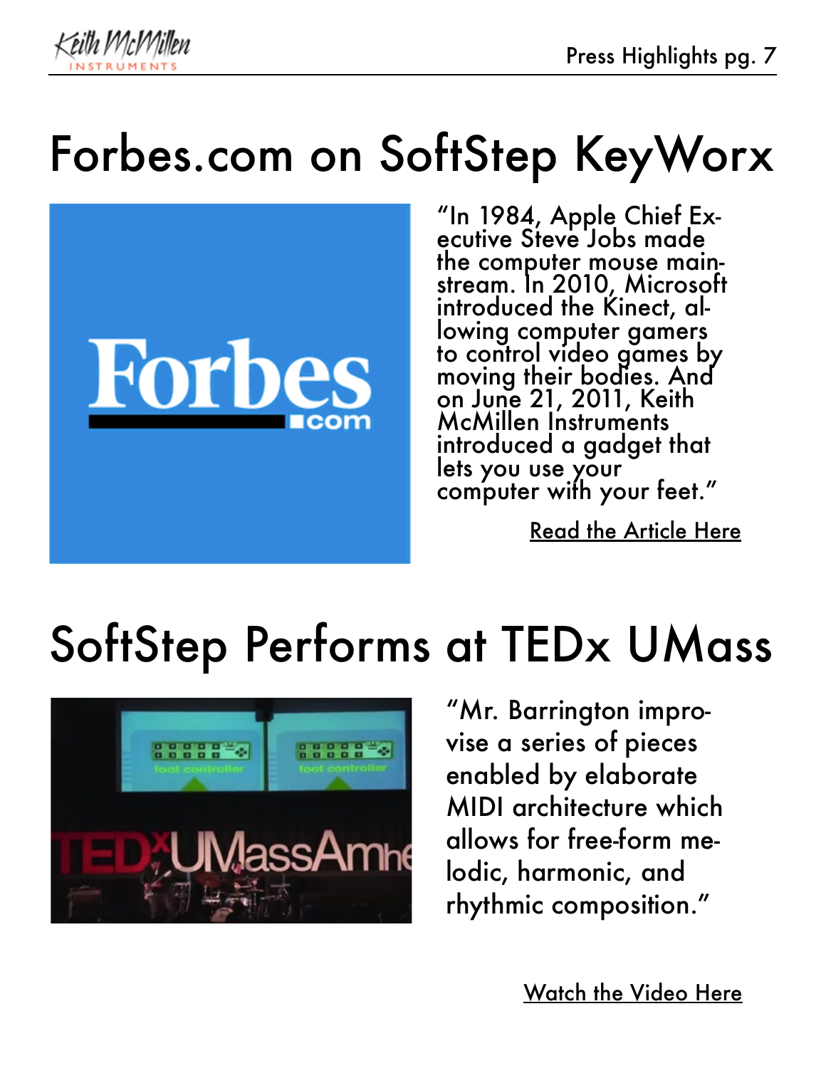# Forbes.com on SoftStep KeyWorx

"In 1984, Apple Chief Executive Steve Jobs made the computer mouse mainstream. In 2010, Microsoft introduced the Kinect, allowing computer gamers to control video games by moving their bodies. And on June 21, 2011, Keith McMillen Instruments introduced a gadget that lets you use your computer with your feet."

Read the Article Here

# SoftStep Performs at TEDx UMass

"Mr. Barrington improvise a series of pieces enabled by elaborate MIDI architecture which allows for free-form melodic, harmonic, and rhythmic composition."

Watch the Video Here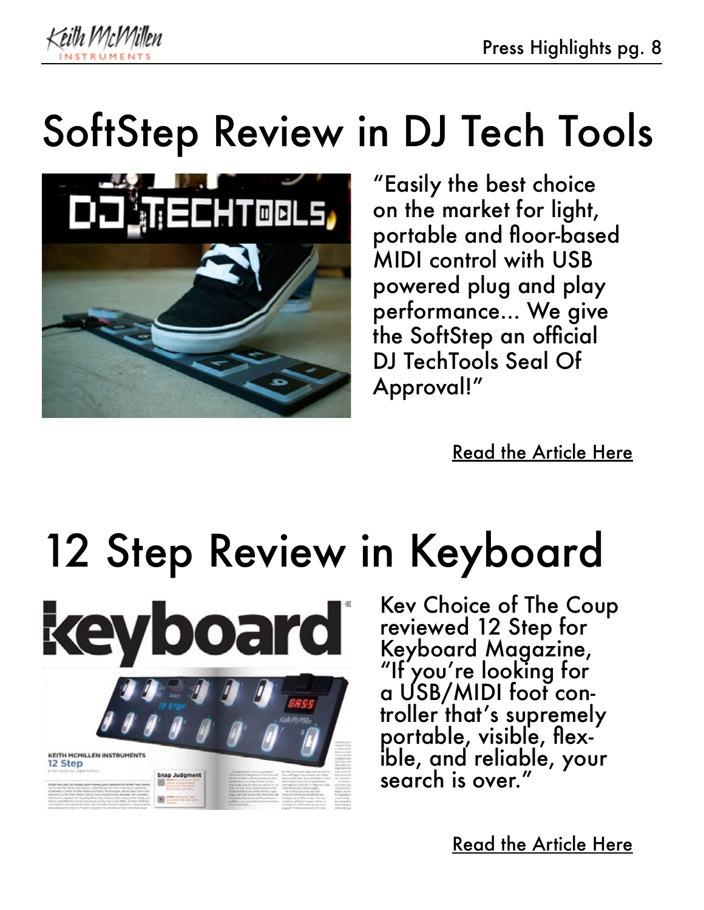# SoftStep Review in DJ Tech Tools

"Easily the best choice on the market for light, portable and floor-based MIDI control with USB powered plug and play performance... We give the SoftStep an official DJ TechTools Seal Of Approval!"

Read the Article Here

# 12 Step Review in Keyboard

Kev Choice of The Coup reviewed 12 Step for Keyboard Magazine, "If you're looking for a USB/MIDI foot controller that's supremely portable, visible, flexible, and reliable, your search is over."

Read the Article Here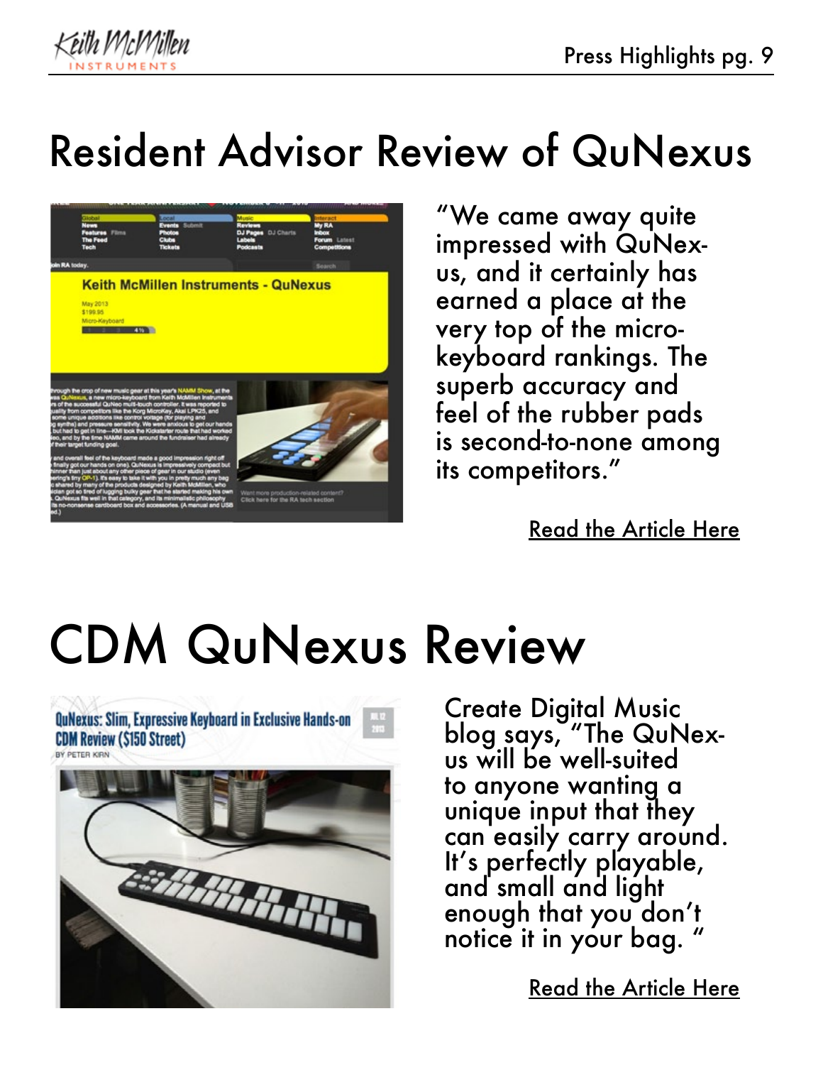# Resident Advisor Review of QuNexus

"We came away quite impressed with QuNexus, and it certainly has earned a place at the very top of the micro-keyboard rankings. The superb accuracy and feel of the rubber pads is second-to-none among its competitors."

Read the Article Here

# CDM QuNexus Review

Create Digital Music blog says, "The QuNexus will be well-suited to anyone wanting a unique input that they can easily carry around. It's perfectly playable, and small and light enough that you don't notice it in your bag. "

Read the Article Here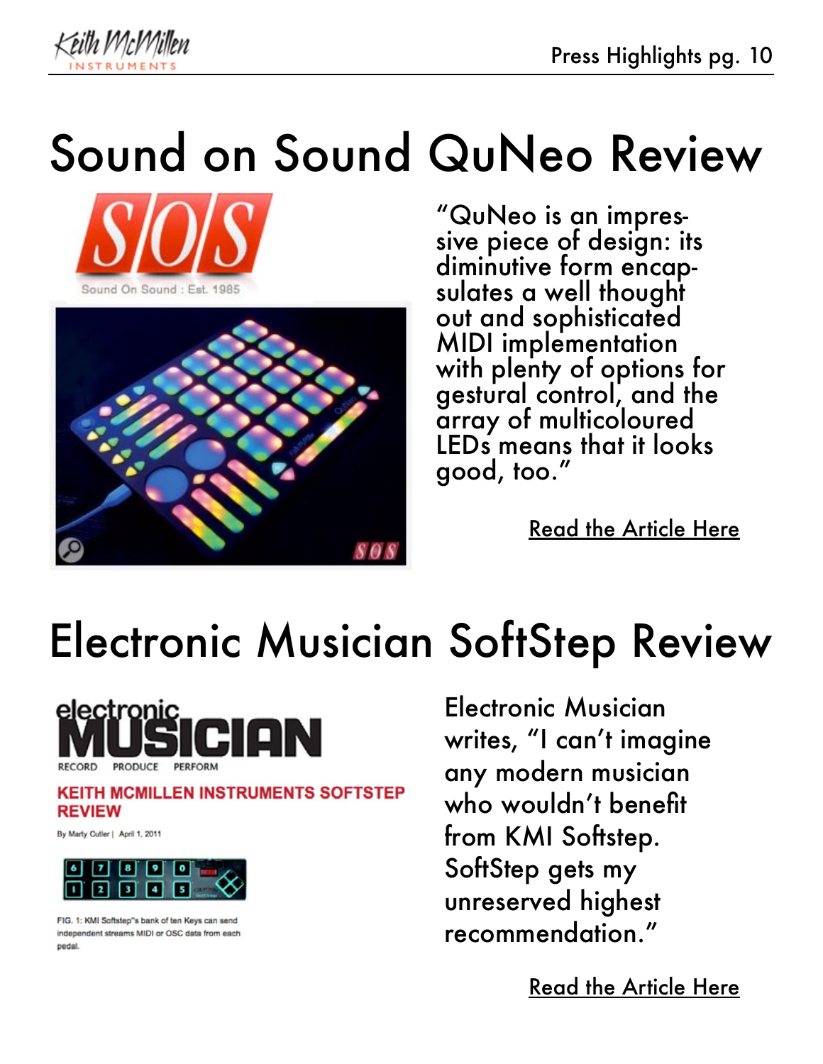# Sound on Sound QuNeo Review

"QuNeo is an impressive piece of design: its diminutive form encapsulates a well thought out and sophisticated MIDI implementation with plenty of options for gestural control, and the array of multicoloured LEDs means that it looks good, too."

Read the Article Here

# Electronic Musician SoftStep Review

Electronic Musician writes, "I can't imagine any modern musician who wouldn't benefit from KMI Softstep. SoftStep gets my unreserved highest recommendation."

Read the Article Here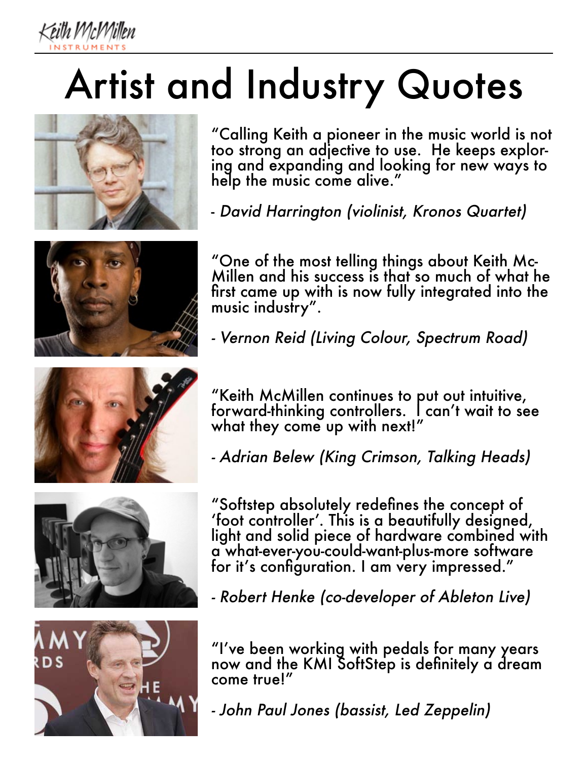# Artist and Industry Quotes

"Calling Keith a pioneer in the music world is not too strong an adjective to use. He keeps exploring and expanding and looking for new ways to help the music come alive."

- *David Harrington (violinist, Kronos Quartet)*

"One of the most telling things about Keith McMillen and his success is that so much of what he first came up with is now fully integrated into the music industry".

- *Vernon Reid (Living Colour, Spectrum Road)*

"Keith McMillen continues to put out intuitive, forward-thinking controllers. I can't wait to see what they come up with next!"

- *Adrian Belew (King Crimson, Talking Heads)*

"Softstep absolutely redefines the concept of 'foot controller'. This is a beautifully designed, light and solid piece of hardware combined with a what-ever-you-could-want-plus-more software for it's configuration. I am very impressed."

- *Robert Henke (co-developer of Ableton Live)*

"I've been working with pedals for many years now and the KMI SoftStep is definitely a dream come true!"

- *John Paul Jones (bassist, Led Zeppelin)*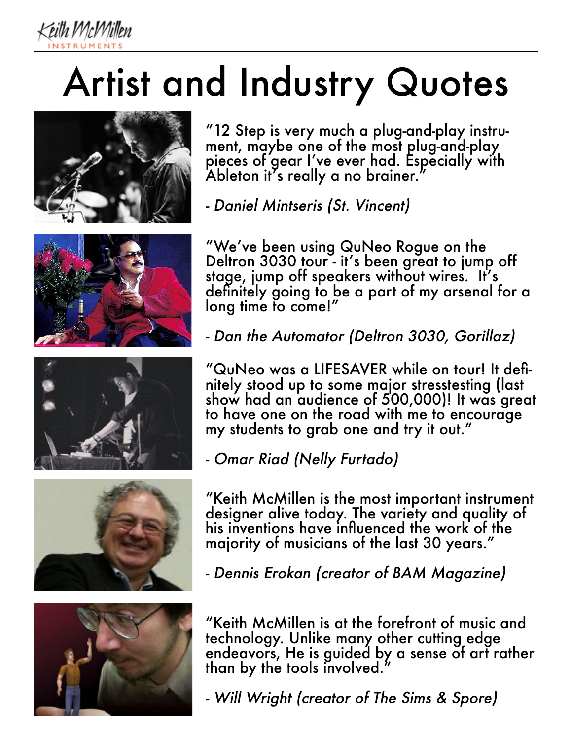# Artist and Industry Quotes

"12 Step is very much a plug-and-play instrument, maybe one of the most plug-and-play pieces of gear I've ever had. Especially with Ableton it's really a no brainer."

*- Daniel Mintseris (St. Vincent)*

"We've been using QuNeo Rogue on the Deltron 3030 tour - it's been great to jump off stage, jump off speakers without wires. It's definitely going to be a part of my arsenal for a long time to come!"

*- Dan the Automator (Deltron 3030, Gorillaz)*

"QuNeo was a LIFESAVER while on tour! It definitely stood up to some major stresstesting (last show had an audience of 500,000)! It was great to have one on the road with me to encourage my students to grab one and try it out."

*- Omar Riad (Nelly Furtado)*

"Keith McMillen is the most important instrument designer alive today. The variety and quality of his inventions have influenced the work of the majority of musicians of the last 30 years."

*- Dennis Erokan (creator of BAM Magazine)*

"Keith McMillen is at the forefront of music and technology. Unlike many other cutting edge endeavors, He is guided by a sense of art rather than by the tools involved."

*- Will Wright (creator of The Sims & Spore)*